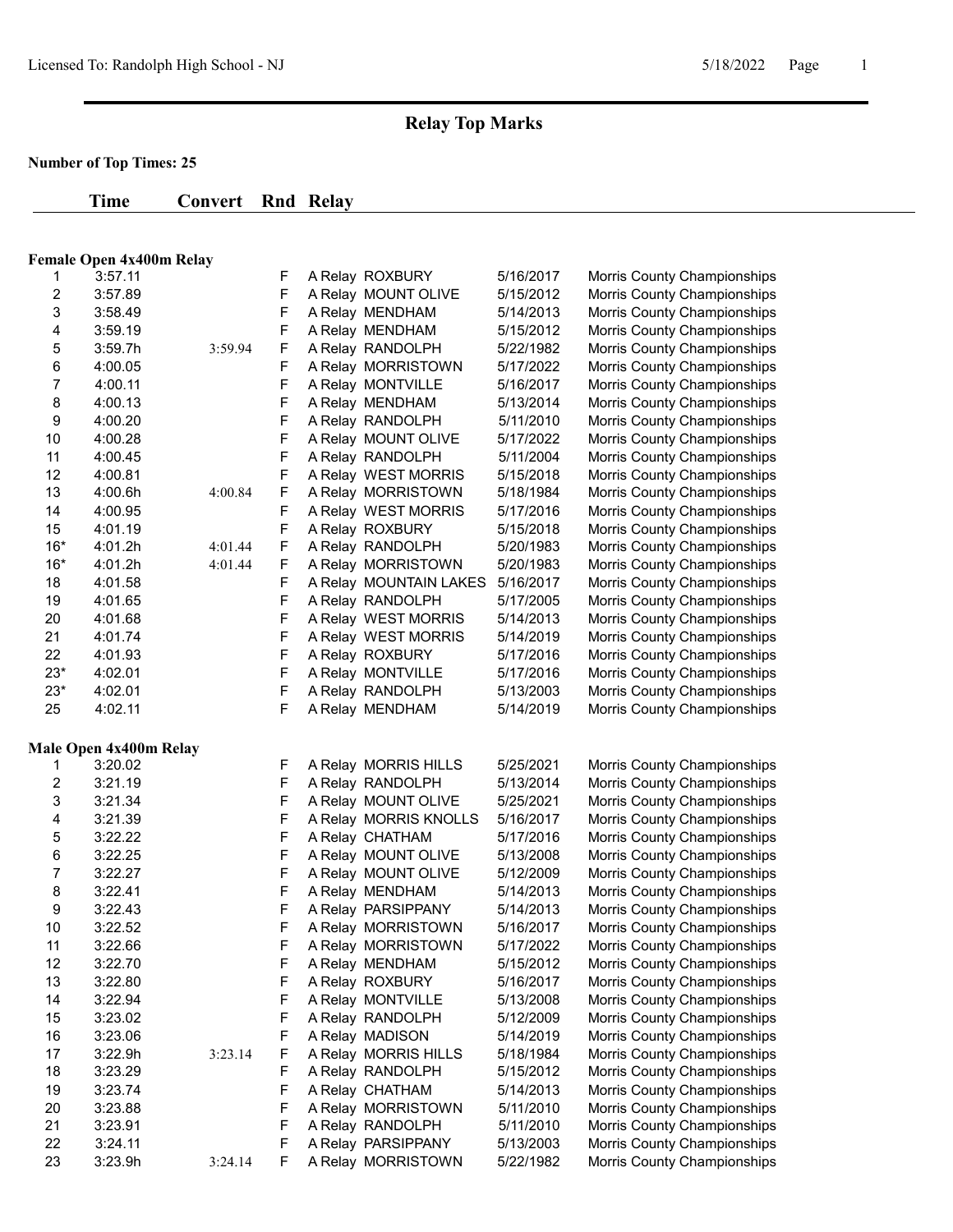# Relay Top Marks

**Number of Top Times: 25**

## Female Open 4x400m Relay

| | Time | Convert | Rnd | Relay | | Date | Meet |
|---|---|---|---|---|---|---|---|
| 1 | 3:57.11 | | F | A Relay | ROXBURY | 5/16/2017 | Morris County Championships |
| 2 | 3:57.89 | | F | A Relay | MOUNT OLIVE | 5/15/2012 | Morris County Championships |
| 3 | 3:58.49 | | F | A Relay | MENDHAM | 5/14/2013 | Morris County Championships |
| 4 | 3:59.19 | | F | A Relay | MENDHAM | 5/15/2012 | Morris County Championships |
| 5 | 3:59.7h | 3:59.94 | F | A Relay | RANDOLPH | 5/22/1982 | Morris County Championships |
| 6 | 4:00.05 | | F | A Relay | MORRISTOWN | 5/17/2022 | Morris County Championships |
| 7 | 4:00.11 | | F | A Relay | MONTVILLE | 5/16/2017 | Morris County Championships |
| 8 | 4:00.13 | | F | A Relay | MENDHAM | 5/13/2014 | Morris County Championships |
| 9 | 4:00.20 | | F | A Relay | RANDOLPH | 5/11/2010 | Morris County Championships |
| 10 | 4:00.28 | | F | A Relay | MOUNT OLIVE | 5/17/2022 | Morris County Championships |
| 11 | 4:00.45 | | F | A Relay | RANDOLPH | 5/11/2004 | Morris County Championships |
| 12 | 4:00.81 | | F | A Relay | WEST MORRIS | 5/15/2018 | Morris County Championships |
| 13 | 4:00.6h | 4:00.84 | F | A Relay | MORRISTOWN | 5/18/1984 | Morris County Championships |
| 14 | 4:00.95 | | F | A Relay | WEST MORRIS | 5/17/2016 | Morris County Championships |
| 15 | 4:01.19 | | F | A Relay | ROXBURY | 5/15/2018 | Morris County Championships |
| 16* | 4:01.2h | 4:01.44 | F | A Relay | RANDOLPH | 5/20/1983 | Morris County Championships |
| 16* | 4:01.2h | 4:01.44 | F | A Relay | MORRISTOWN | 5/20/1983 | Morris County Championships |
| 18 | 4:01.58 | | F | A Relay | MOUNTAIN LAKES | 5/16/2017 | Morris County Championships |
| 19 | 4:01.65 | | F | A Relay | RANDOLPH | 5/17/2005 | Morris County Championships |
| 20 | 4:01.68 | | F | A Relay | WEST MORRIS | 5/14/2013 | Morris County Championships |
| 21 | 4:01.74 | | F | A Relay | WEST MORRIS | 5/14/2019 | Morris County Championships |
| 22 | 4:01.93 | | F | A Relay | ROXBURY | 5/17/2016 | Morris County Championships |
| 23* | 4:02.01 | | F | A Relay | MONTVILLE | 5/17/2016 | Morris County Championships |
| 23* | 4:02.01 | | F | A Relay | RANDOLPH | 5/13/2003 | Morris County Championships |
| 25 | 4:02.11 | | F | A Relay | MENDHAM | 5/14/2019 | Morris County Championships |

## Male Open 4x400m Relay

| | Time | Convert | Rnd | Relay | | Date | Meet |
|---|---|---|---|---|---|---|---|
| 1 | 3:20.02 | | F | A Relay | MORRIS HILLS | 5/25/2021 | Morris County Championships |
| 2 | 3:21.19 | | F | A Relay | RANDOLPH | 5/13/2014 | Morris County Championships |
| 3 | 3:21.34 | | F | A Relay | MOUNT OLIVE | 5/25/2021 | Morris County Championships |
| 4 | 3:21.39 | | F | A Relay | MORRIS KNOLLS | 5/16/2017 | Morris County Championships |
| 5 | 3:22.22 | | F | A Relay | CHATHAM | 5/17/2016 | Morris County Championships |
| 6 | 3:22.25 | | F | A Relay | MOUNT OLIVE | 5/13/2008 | Morris County Championships |
| 7 | 3:22.27 | | F | A Relay | MOUNT OLIVE | 5/12/2009 | Morris County Championships |
| 8 | 3:22.41 | | F | A Relay | MENDHAM | 5/14/2013 | Morris County Championships |
| 9 | 3:22.43 | | F | A Relay | PARSIPPANY | 5/14/2013 | Morris County Championships |
| 10 | 3:22.52 | | F | A Relay | MORRISTOWN | 5/16/2017 | Morris County Championships |
| 11 | 3:22.66 | | F | A Relay | MORRISTOWN | 5/17/2022 | Morris County Championships |
| 12 | 3:22.70 | | F | A Relay | MENDHAM | 5/15/2012 | Morris County Championships |
| 13 | 3:22.80 | | F | A Relay | ROXBURY | 5/16/2017 | Morris County Championships |
| 14 | 3:22.94 | | F | A Relay | MONTVILLE | 5/13/2008 | Morris County Championships |
| 15 | 3:23.02 | | F | A Relay | RANDOLPH | 5/12/2009 | Morris County Championships |
| 16 | 3:23.06 | | F | A Relay | MADISON | 5/14/2019 | Morris County Championships |
| 17 | 3:22.9h | 3:23.14 | F | A Relay | MORRIS HILLS | 5/18/1984 | Morris County Championships |
| 18 | 3:23.29 | | F | A Relay | RANDOLPH | 5/15/2012 | Morris County Championships |
| 19 | 3:23.74 | | F | A Relay | CHATHAM | 5/14/2013 | Morris County Championships |
| 20 | 3:23.88 | | F | A Relay | MORRISTOWN | 5/11/2010 | Morris County Championships |
| 21 | 3:23.91 | | F | A Relay | RANDOLPH | 5/11/2010 | Morris County Championships |
| 22 | 3:24.11 | | F | A Relay | PARSIPPANY | 5/13/2003 | Morris County Championships |
| 23 | 3:23.9h | 3:24.14 | F | A Relay | MORRISTOWN | 5/22/1982 | Morris County Championships |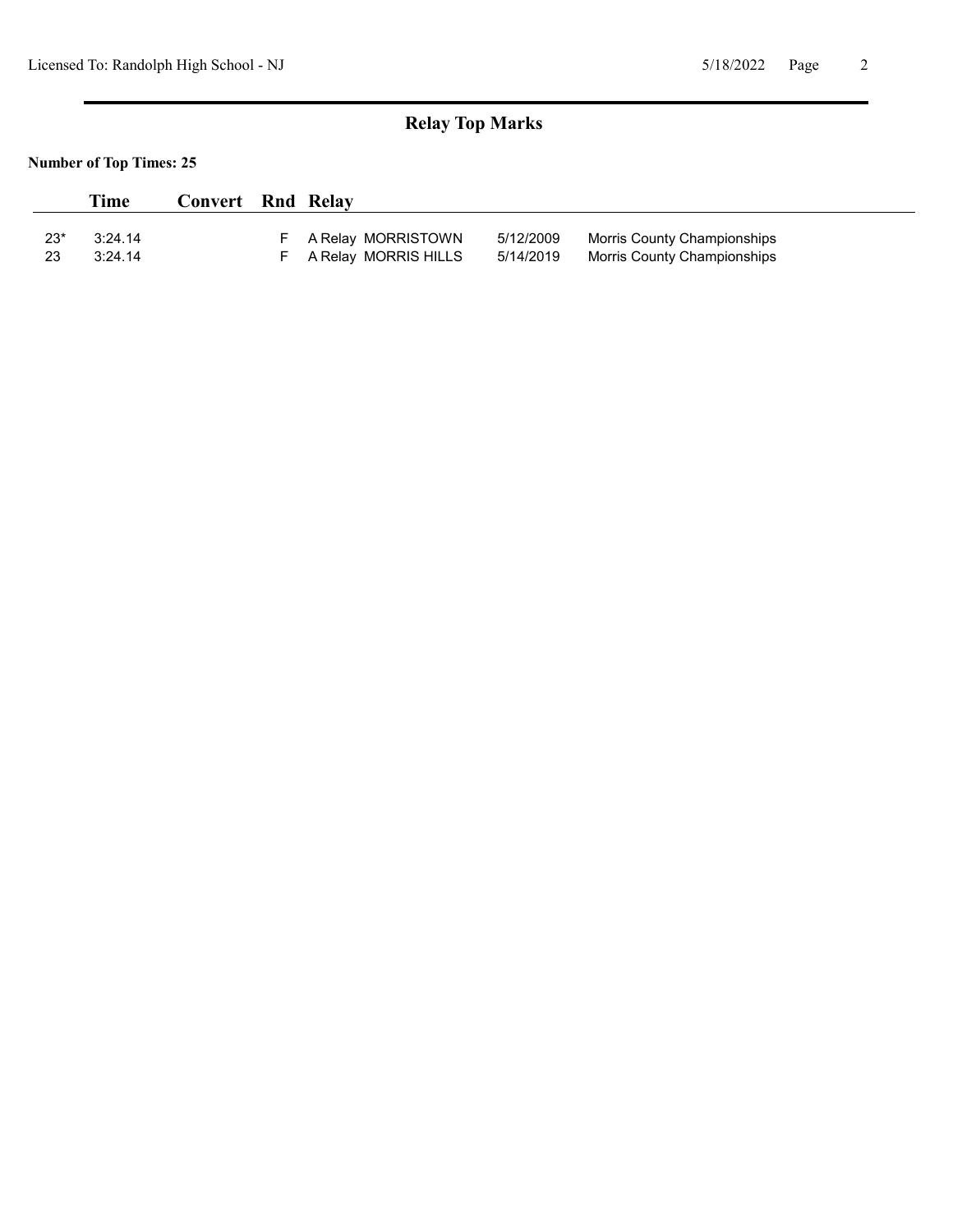## Relay Top Marks

**Number of Top Times: 25**

| | Time | Convert | Rnd | Relay | | |
|---|---|---|---|---|---|---|
| 23* | 3:24.14 | | F | A Relay MORRISTOWN | 5/12/2009 | Morris County Championships |
| 23 | 3:24.14 | | F | A Relay MORRIS HILLS | 5/14/2019 | Morris County Championships |